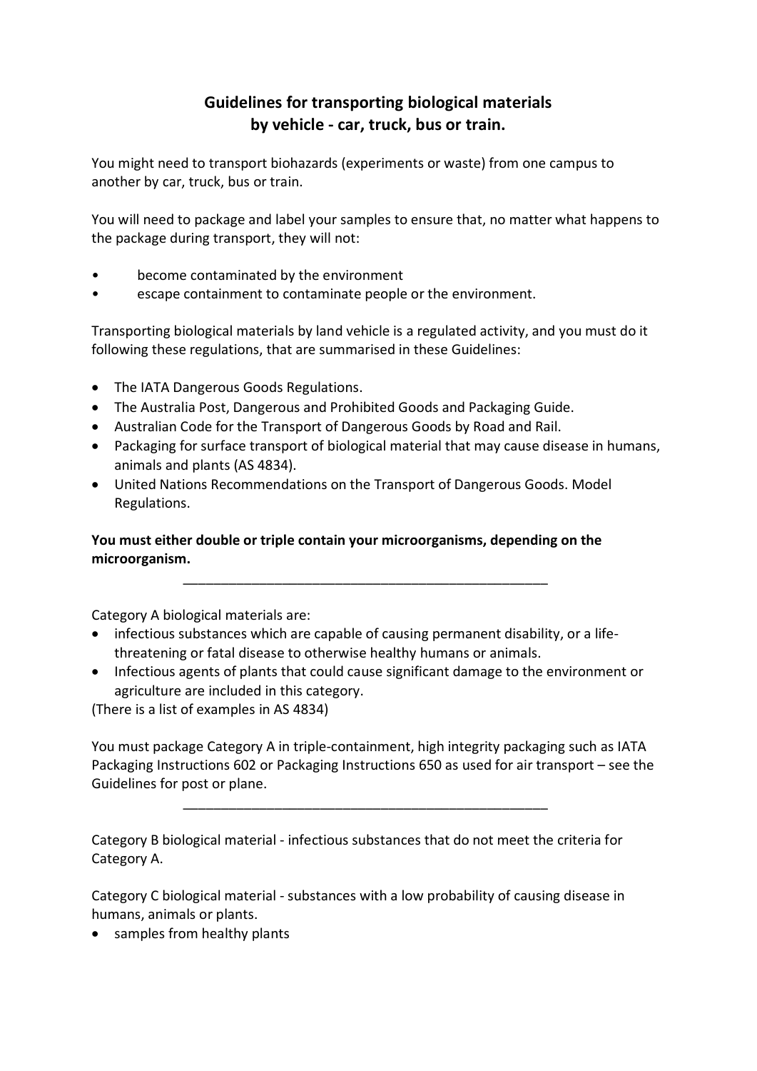# Guidelines for transporting biological materials by vehicle - car, truck, bus or train.

You might need to transport biohazards (experiments or waste) from one campus to another by car, truck, bus or train.

You will need to package and label your samples to ensure that, no matter what happens to the package during transport, they will not:

- become contaminated by the environment
- escape containment to contaminate people or the environment.

Transporting biological materials by land vehicle is a regulated activity, and you must do it following these regulations, that are summarised in these Guidelines:

- The IATA Dangerous Goods Regulations.
- The Australia Post, Dangerous and Prohibited Goods and Packaging Guide.
- Australian Code for the Transport of Dangerous Goods by Road and Rail.
- Packaging for surface transport of biological material that may cause disease in humans, animals and plants (AS 4834).
- United Nations Recommendations on the Transport of Dangerous Goods. Model Regulations.

**You must either double or triple contain your microorganisms, depending on the microorganism.**

---

Category A biological materials are:

- infectious substances which are capable of causing permanent disability, or a life-threatening or fatal disease to otherwise healthy humans or animals.
- Infectious agents of plants that could cause significant damage to the environment or agriculture are included in this category.

(There is a list of examples in AS 4834)

You must package Category A in triple-containment, high integrity packaging such as IATA Packaging Instructions 602 or Packaging Instructions 650 as used for air transport – see the Guidelines for post or plane.

---

Category B biological material - infectious substances that do not meet the criteria for Category A.

Category C biological material - substances with a low probability of causing disease in humans, animals or plants.

- samples from healthy plants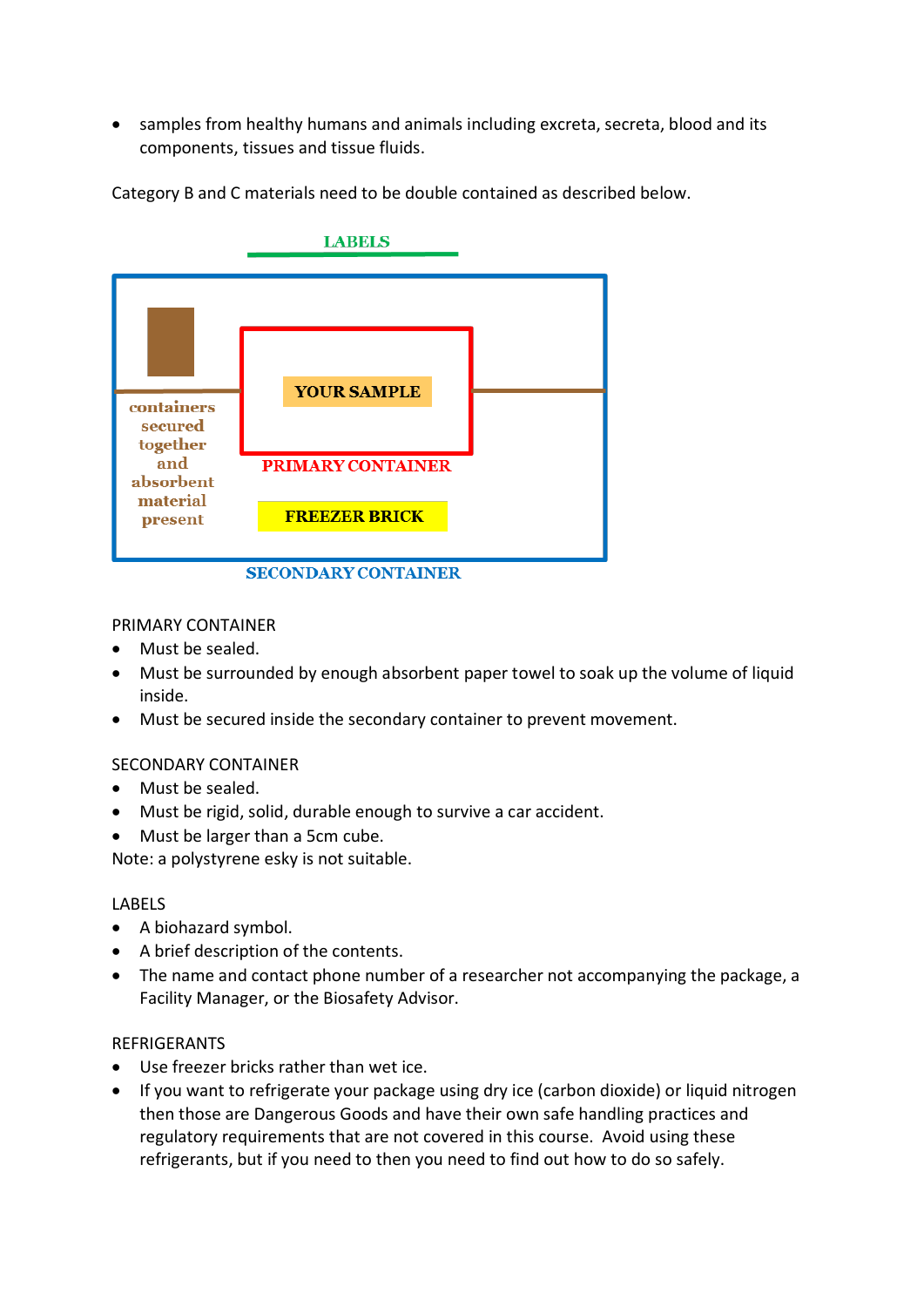- samples from healthy humans and animals including excreta, secreta, blood and its components, tissues and tissue fluids.

Category B and C materials need to be double contained as described below.

LABELS

containers secured together and absorbent material present

YOUR SAMPLE

PRIMARY CONTAINER

FREEZER BRICK

SECONDARY CONTAINER

PRIMARY CONTAINER

- Must be sealed.
- Must be surrounded by enough absorbent paper towel to soak up the volume of liquid inside.
- Must be secured inside the secondary container to prevent movement.

SECONDARY CONTAINER

- Must be sealed.
- Must be rigid, solid, durable enough to survive a car accident.
- Must be larger than a 5cm cube.

Note: a polystyrene esky is not suitable.

LABELS

- A biohazard symbol.
- A brief description of the contents.
- The name and contact phone number of a researcher not accompanying the package, a Facility Manager, or the Biosafety Advisor.

REFRIGERANTS

- Use freezer bricks rather than wet ice.
- If you want to refrigerate your package using dry ice (carbon dioxide) or liquid nitrogen then those are Dangerous Goods and have their own safe handling practices and regulatory requirements that are not covered in this course. Avoid using these refrigerants, but if you need to then you need to find out how to do so safely.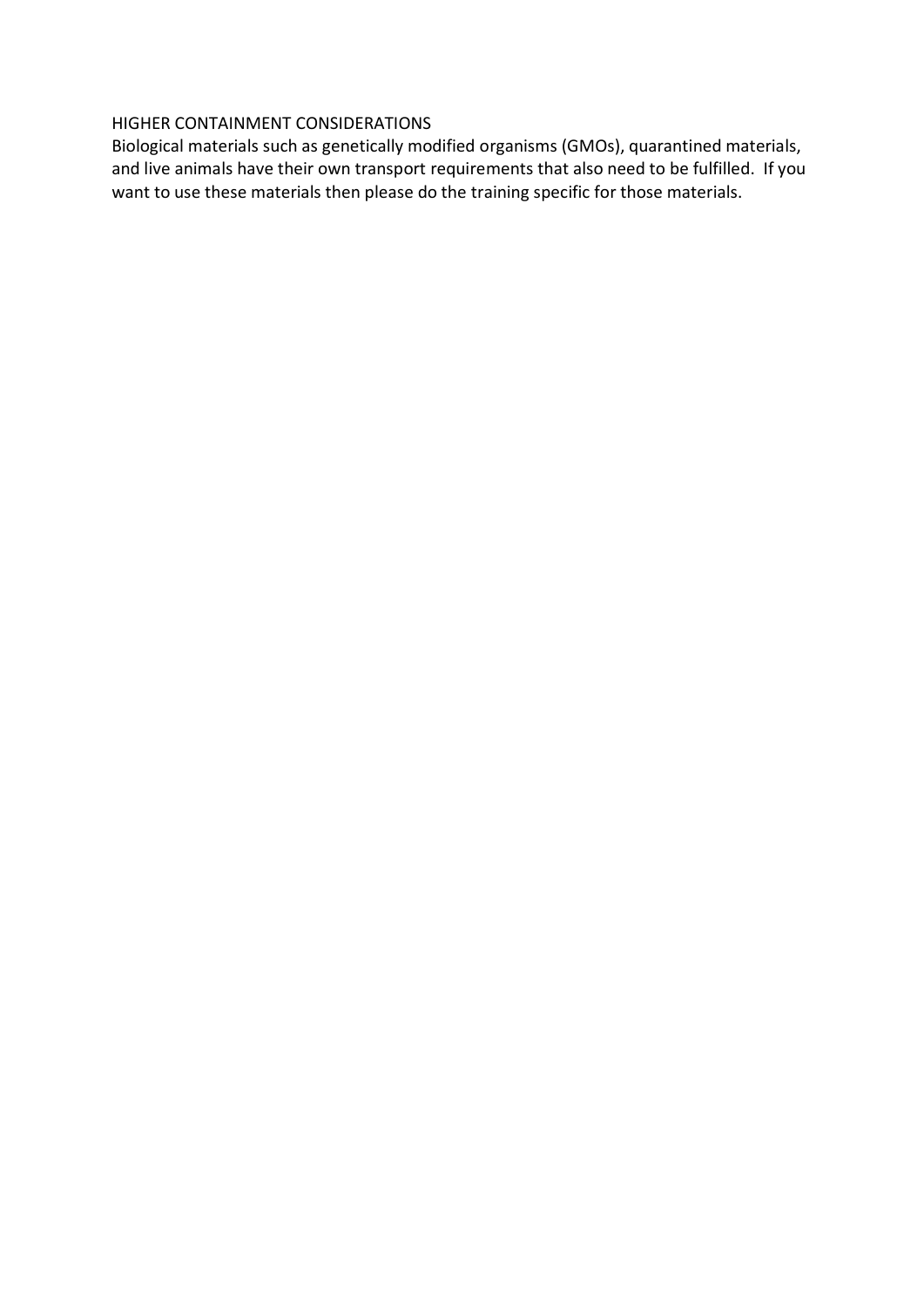## HIGHER CONTAINMENT CONSIDERATIONS

Biological materials such as genetically modified organisms (GMOs), quarantined materials, and live animals have their own transport requirements that also need to be fulfilled. If you want to use these materials then please do the training specific for those materials.